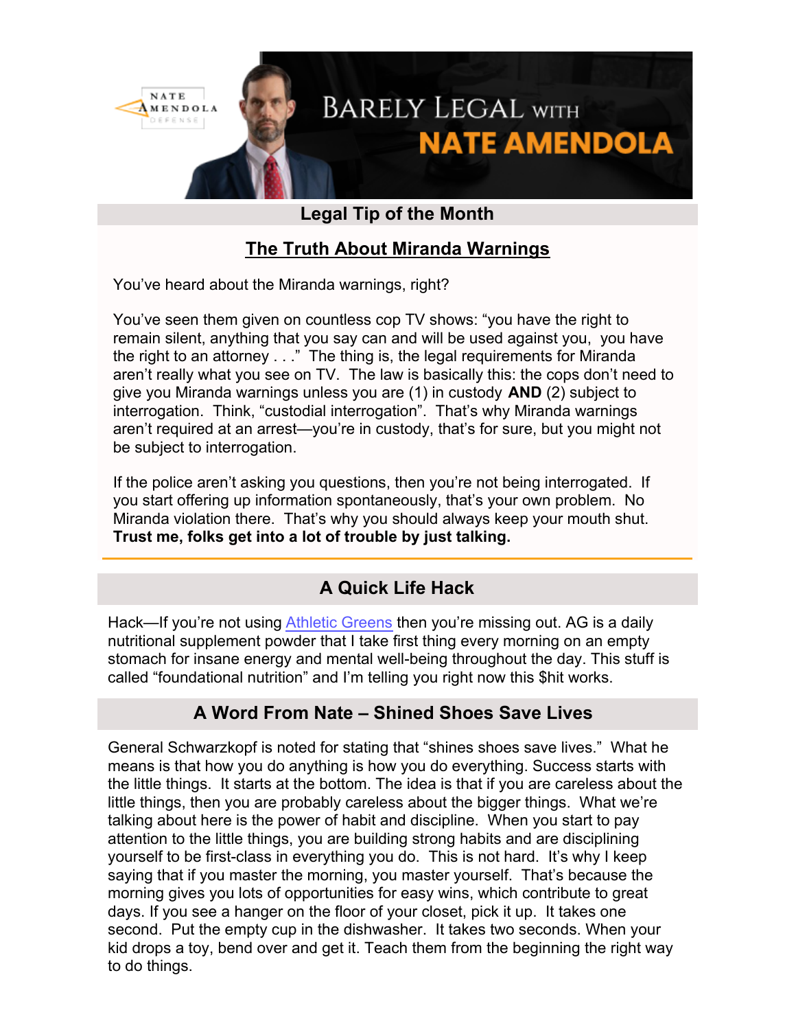# BARELY LEGAL WITH NATE AMENDOLA

## Legal Tip of the Month

### The Truth About Miranda Warnings

You've heard about the Miranda warnings, right?

You've seen them given on countless cop TV shows: "you have the right to remain silent, anything that you say can and will be used against you, you have the right to an attorney . . ." The thing is, the legal requirements for Miranda aren't really what you see on TV. The law is basically this: the cops don't need to give you Miranda warnings unless you are (1) in custody **AND** (2) subject to interrogation. Think, "custodial interrogation". That's why Miranda warnings aren't required at an arrest—you're in custody, that's for sure, but you might not be subject to interrogation.

If the police aren't asking you questions, then you're not being interrogated. If you start offering up information spontaneously, that's your own problem. No Miranda violation there. That's why you should always keep your mouth shut. **Trust me, folks get into a lot of trouble by just talking.**

## A Quick Life Hack

Hack—If you're not using Athletic Greens then you're missing out. AG is a daily nutritional supplement powder that I take first thing every morning on an empty stomach for insane energy and mental well-being throughout the day. This stuff is called "foundational nutrition" and I'm telling you right now this $hit works.

## A Word From Nate – Shined Shoes Save Lives

General Schwarzkopf is noted for stating that "shines shoes save lives." What he means is that how you do anything is how you do everything. Success starts with the little things. It starts at the bottom. The idea is that if you are careless about the little things, then you are probably careless about the bigger things. What we're talking about here is the power of habit and discipline. When you start to pay attention to the little things, you are building strong habits and are disciplining yourself to be first-class in everything you do. This is not hard. It's why I keep saying that if you master the morning, you master yourself. That's because the morning gives you lots of opportunities for easy wins, which contribute to great days. If you see a hanger on the floor of your closet, pick it up. It takes one second. Put the empty cup in the dishwasher. It takes two seconds. When your kid drops a toy, bend over and get it. Teach them from the beginning the right way to do things.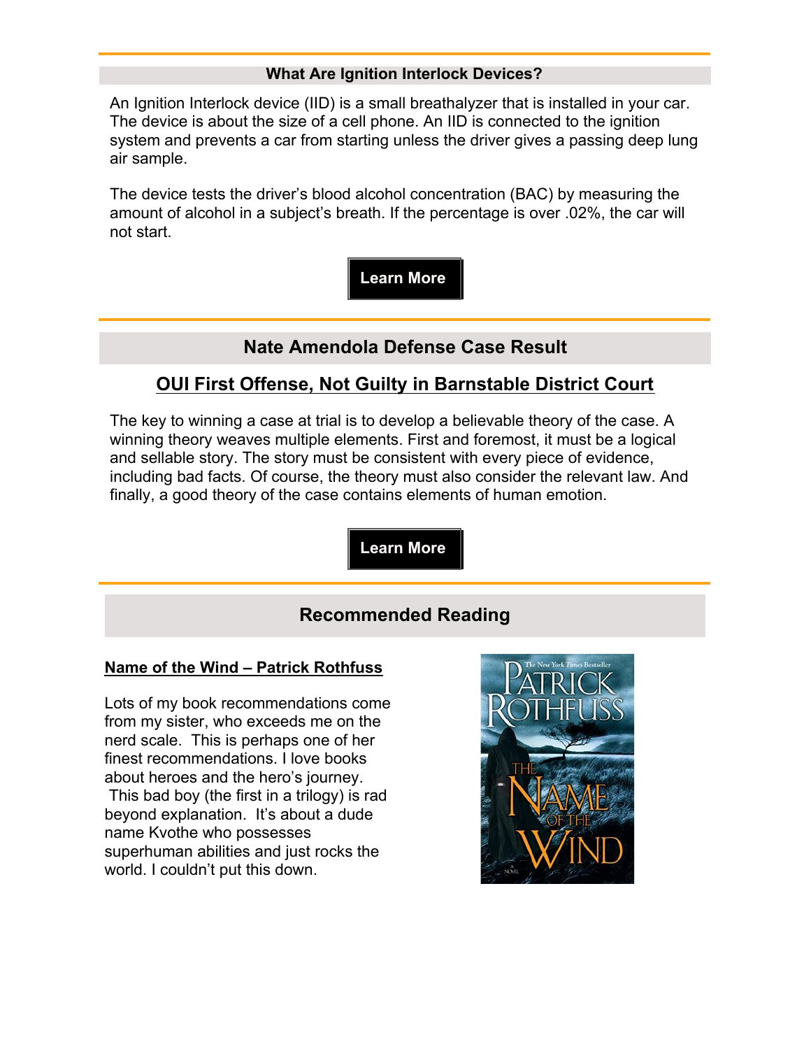## What Are Ignition Interlock Devices?

An Ignition Interlock device (IID) is a small breathalyzer that is installed in your car. The device is about the size of a cell phone. An IID is connected to the ignition system and prevents a car from starting unless the driver gives a passing deep lung air sample.

The device tests the driver's blood alcohol concentration (BAC) by measuring the amount of alcohol in a subject's breath. If the percentage is over .02%, the car will not start.

**Learn More**

## Nate Amendola Defense Case Result

### OUI First Offense, Not Guilty in Barnstable District Court

The key to winning a case at trial is to develop a believable theory of the case. A winning theory weaves multiple elements. First and foremost, it must be a logical and sellable story. The story must be consistent with every piece of evidence, including bad facts. Of course, the theory must also consider the relevant law. And finally, a good theory of the case contains elements of human emotion.

**Learn More**

## Recommended Reading

**Name of the Wind – Patrick Rothfuss**

Lots of my book recommendations come from my sister, who exceeds me on the nerd scale. This is perhaps one of her finest recommendations. I love books about heroes and the hero's journey. This bad boy (the first in a trilogy) is rad beyond explanation. It's about a dude name Kvothe who possesses superhuman abilities and just rocks the world. I couldn't put this down.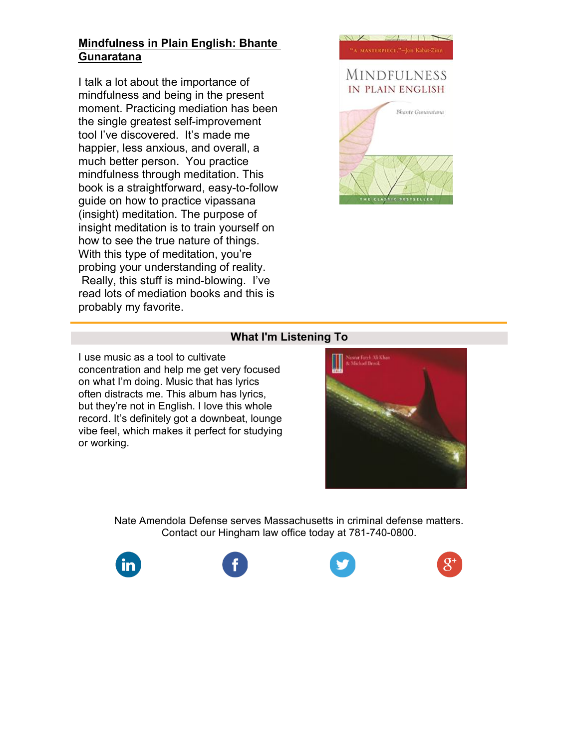**Mindfulness in Plain English: Bhante Gunaratana**

I talk a lot about the importance of mindfulness and being in the present moment. Practicing mediation has been the single greatest self-improvement tool I've discovered. It's made me happier, less anxious, and overall, a much better person. You practice mindfulness through meditation. This book is a straightforward, easy-to-follow guide on how to practice vipassana (insight) meditation. The purpose of insight meditation is to train yourself on how to see the true nature of things. With this type of meditation, you're probing your understanding of reality. Really, this stuff is mind-blowing. I've read lots of mediation books and this is probably my favorite.

## What I'm Listening To

I use music as a tool to cultivate concentration and help me get very focused on what I'm doing. Music that has lyrics often distracts me. This album has lyrics, but they're not in English. I love this whole record. It's definitely got a downbeat, lounge vibe feel, which makes it perfect for studying or working.

Nate Amendola Defense serves Massachusetts in criminal defense matters.
Contact our Hingham law office today at 781-740-0800.